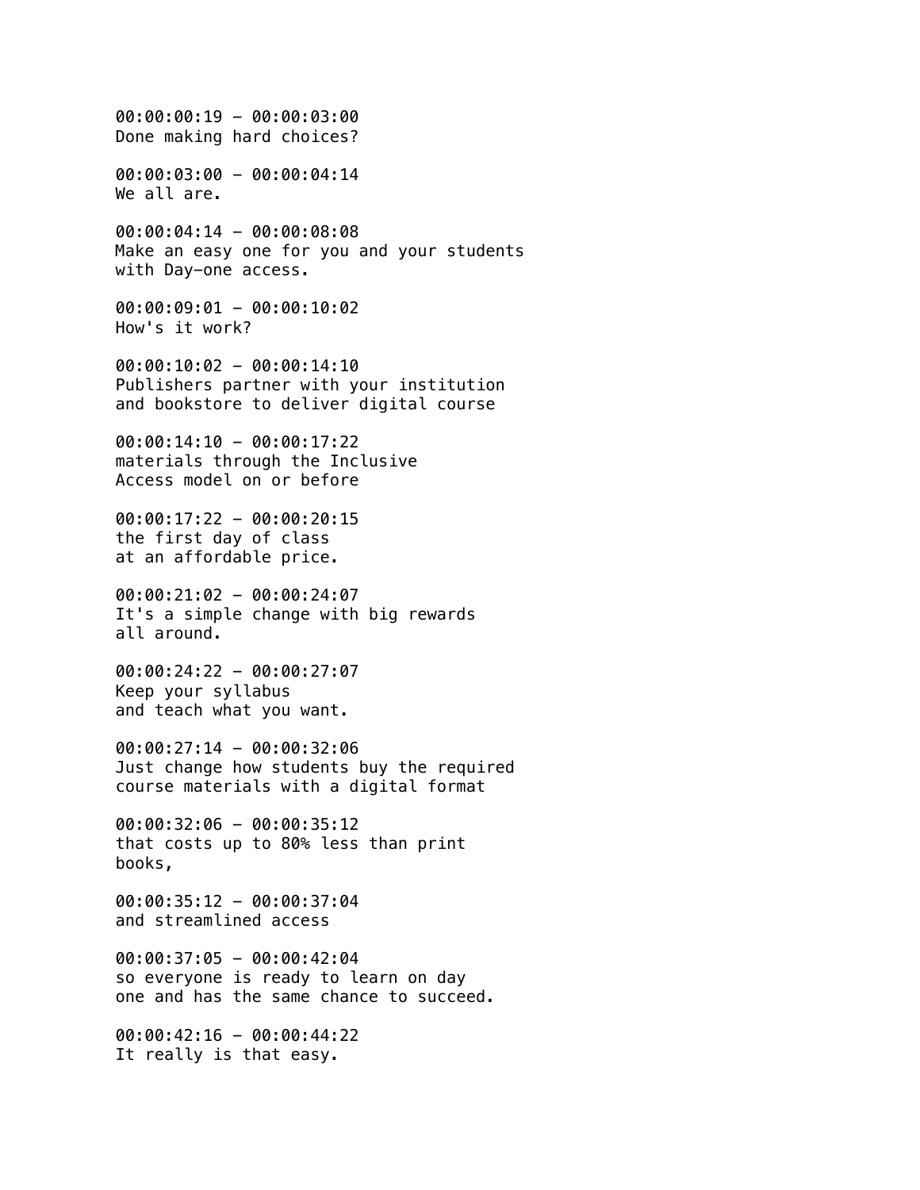00:00:00:19 - 00:00:03:00
Done making hard choices?

00:00:03:00 - 00:00:04:14
We all are.

00:00:04:14 - 00:00:08:08
Make an easy one for you and your students
with Day-one access.

00:00:09:01 - 00:00:10:02
How's it work?

00:00:10:02 - 00:00:14:10
Publishers partner with your institution
and bookstore to deliver digital course

00:00:14:10 - 00:00:17:22
materials through the Inclusive
Access model on or before

00:00:17:22 - 00:00:20:15
the first day of class
at an affordable price.

00:00:21:02 - 00:00:24:07
It's a simple change with big rewards
all around.

00:00:24:22 - 00:00:27:07
Keep your syllabus
and teach what you want.

00:00:27:14 - 00:00:32:06
Just change how students buy the required
course materials with a digital format

00:00:32:06 - 00:00:35:12
that costs up to 80% less than print
books,

00:00:35:12 - 00:00:37:04
and streamlined access

00:00:37:05 - 00:00:42:04
so everyone is ready to learn on day
one and has the same chance to succeed.

00:00:42:16 - 00:00:44:22
It really is that easy.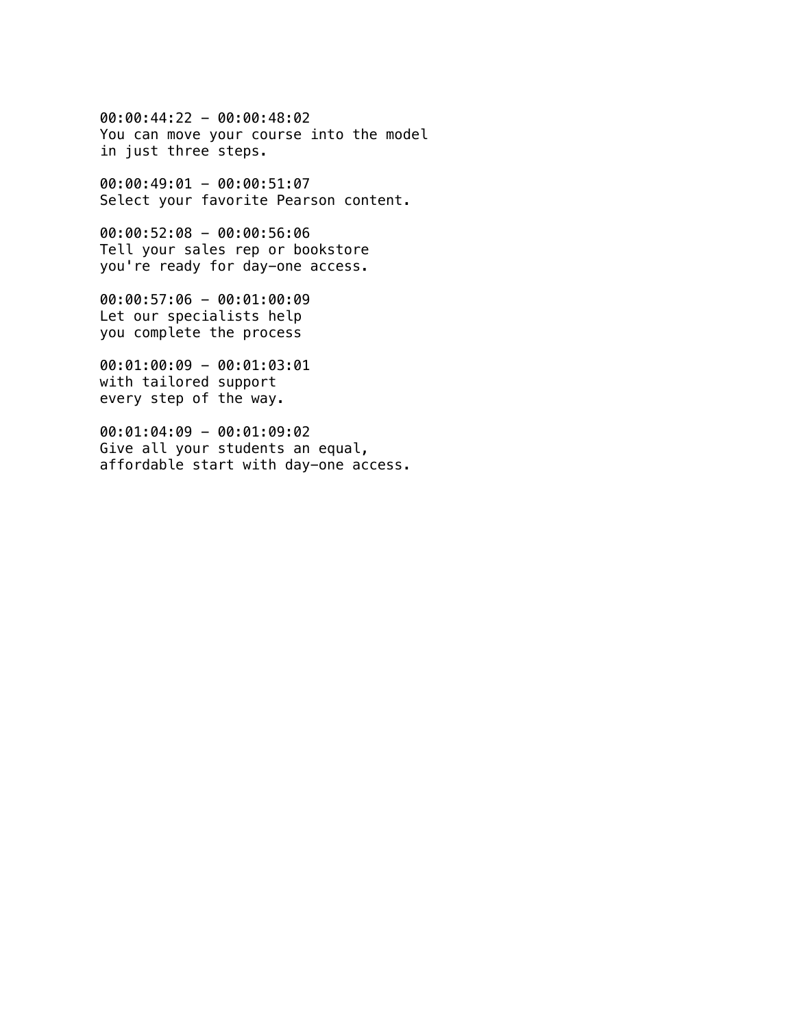00:00:44:22 - 00:00:48:02
You can move your course into the model
in just three steps.

00:00:49:01 - 00:00:51:07
Select your favorite Pearson content.

00:00:52:08 - 00:00:56:06
Tell your sales rep or bookstore
you're ready for day-one access.

00:00:57:06 - 00:01:00:09
Let our specialists help
you complete the process

00:01:00:09 - 00:01:03:01
with tailored support
every step of the way.

00:01:04:09 - 00:01:09:02
Give all your students an equal,
affordable start with day-one access.